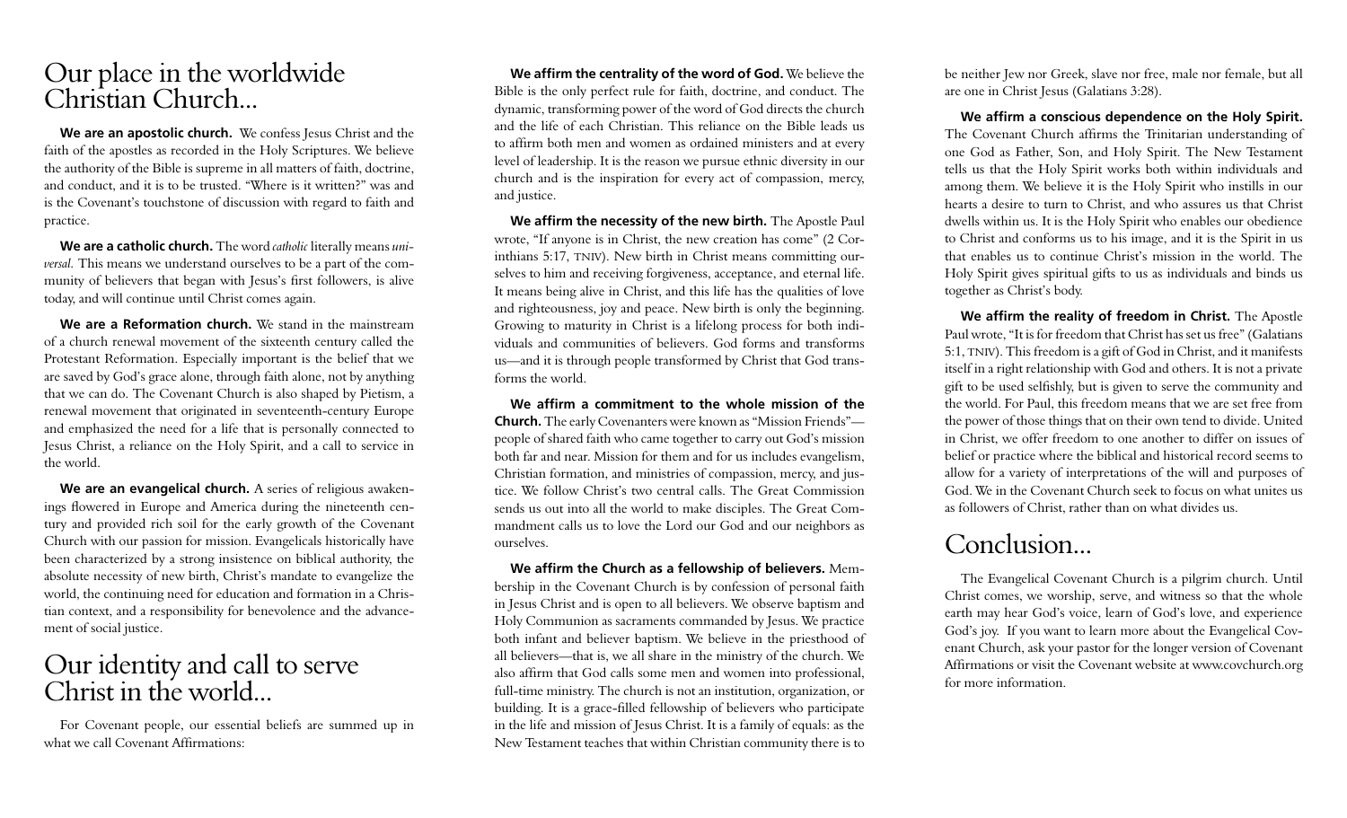## Our place in the worldwide Christian Church...

**We are an apostolic church.** We confess Jesus Christ and the faith of the apostles as recorded in the Holy Scriptures. We believe the authority of the Bible is supreme in all matters of faith, doctrine, and conduct, and it is to be trusted. "Where is it written?" was and is the Covenant's touchstone of discussion with regard to faith and practice.

**We are a catholic church.** The word *catholic* literally means *universal*. This means we understand ourselves to be a part of the community of believers that began with Jesus's first followers, is alive today, and will continue until Christ comes again.

**We are a Reformation church.** We stand in the mainstream of a church renewal movement of the sixteenth century called the Protestant Reformation. Especially important is the belief that we are saved by God's grace alone, through faith alone, not by anything that we can do. The Covenant Church is also shaped by Pietism, a renewal movement that originated in seventeenth-century Europe and emphasized the need for a life that is personally connected to Jesus Christ, a reliance on the Holy Spirit, and a call to service in the world.

**We are an evangelical church.** A series of religious awakenings flowered in Europe and America during the nineteenth century and provided rich soil for the early growth of the Covenant Church with our passion for mission. Evangelicals historically have been characterized by a strong insistence on biblical authority, the absolute necessity of new birth, Christ's mandate to evangelize the world, the continuing need for education and formation in a Christian context, and a responsibility for benevolence and the advancement of social justice.

## Our identity and call to serve Christ in the world...

For Covenant people, our essential beliefs are summed up in what we call Covenant Affirmations:

**We affirm the centrality of the word of God.** We believe the Bible is the only perfect rule for faith, doctrine, and conduct. The dynamic, transforming power of the word of God directs the church and the life of each Christian. This reliance on the Bible leads us to affirm both men and women as ordained ministers and at every level of leadership. It is the reason we pursue ethnic diversity in our church and is the inspiration for every act of compassion, mercy, and justice.

**We affirm the necessity of the new birth.** The Apostle Paul wrote, "If anyone is in Christ, the new creation has come" (2 Corinthians 5:17, TNIV). New birth in Christ means committing ourselves to him and receiving forgiveness, acceptance, and eternal life. It means being alive in Christ, and this life has the qualities of love and righteousness, joy and peace. New birth is only the beginning. Growing to maturity in Christ is a lifelong process for both individuals and communities of believers. God forms and transforms us—and it is through people transformed by Christ that God transforms the world.

**We affirm a commitment to the whole mission of the Church.** The early Covenanters were known as "Mission Friends"—people of shared faith who came together to carry out God's mission both far and near. Mission for them and for us includes evangelism, Christian formation, and ministries of compassion, mercy, and justice. We follow Christ's two central calls. The Great Commission sends us out into all the world to make disciples. The Great Commandment calls us to love the Lord our God and our neighbors as ourselves.

**We affirm the Church as a fellowship of believers.** Membership in the Covenant Church is by confession of personal faith in Jesus Christ and is open to all believers. We observe baptism and Holy Communion as sacraments commanded by Jesus. We practice both infant and believer baptism. We believe in the priesthood of all believers—that is, we all share in the ministry of the church. We also affirm that God calls some men and women into professional, full-time ministry. The church is not an institution, organization, or building. It is a grace-filled fellowship of believers who participate in the life and mission of Jesus Christ. It is a family of equals: as the New Testament teaches that within Christian community there is to be neither Jew nor Greek, slave nor free, male nor female, but all are one in Christ Jesus (Galatians 3:28).

**We affirm a conscious dependence on the Holy Spirit.** The Covenant Church affirms the Trinitarian understanding of one God as Father, Son, and Holy Spirit. The New Testament tells us that the Holy Spirit works both within individuals and among them. We believe it is the Holy Spirit who instills in our hearts a desire to turn to Christ, and who assures us that Christ dwells within us. It is the Holy Spirit who enables our obedience to Christ and conforms us to his image, and it is the Spirit in us that enables us to continue Christ's mission in the world. The Holy Spirit gives spiritual gifts to us as individuals and binds us together as Christ's body.

**We affirm the reality of freedom in Christ.** The Apostle Paul wrote, "It is for freedom that Christ has set us free" (Galatians 5:1, TNIV). This freedom is a gift of God in Christ, and it manifests itself in a right relationship with God and others. It is not a private gift to be used selfishly, but is given to serve the community and the world. For Paul, this freedom means that we are set free from the power of those things that on their own tend to divide. United in Christ, we offer freedom to one another to differ on issues of belief or practice where the biblical and historical record seems to allow for a variety of interpretations of the will and purposes of God. We in the Covenant Church seek to focus on what unites us as followers of Christ, rather than on what divides us.

## Conclusion...

The Evangelical Covenant Church is a pilgrim church. Until Christ comes, we worship, serve, and witness so that the whole earth may hear God's voice, learn of God's love, and experience God's joy. If you want to learn more about the Evangelical Covenant Church, ask your pastor for the longer version of Covenant Affirmations or visit the Covenant website at www.covchurch.org for more information.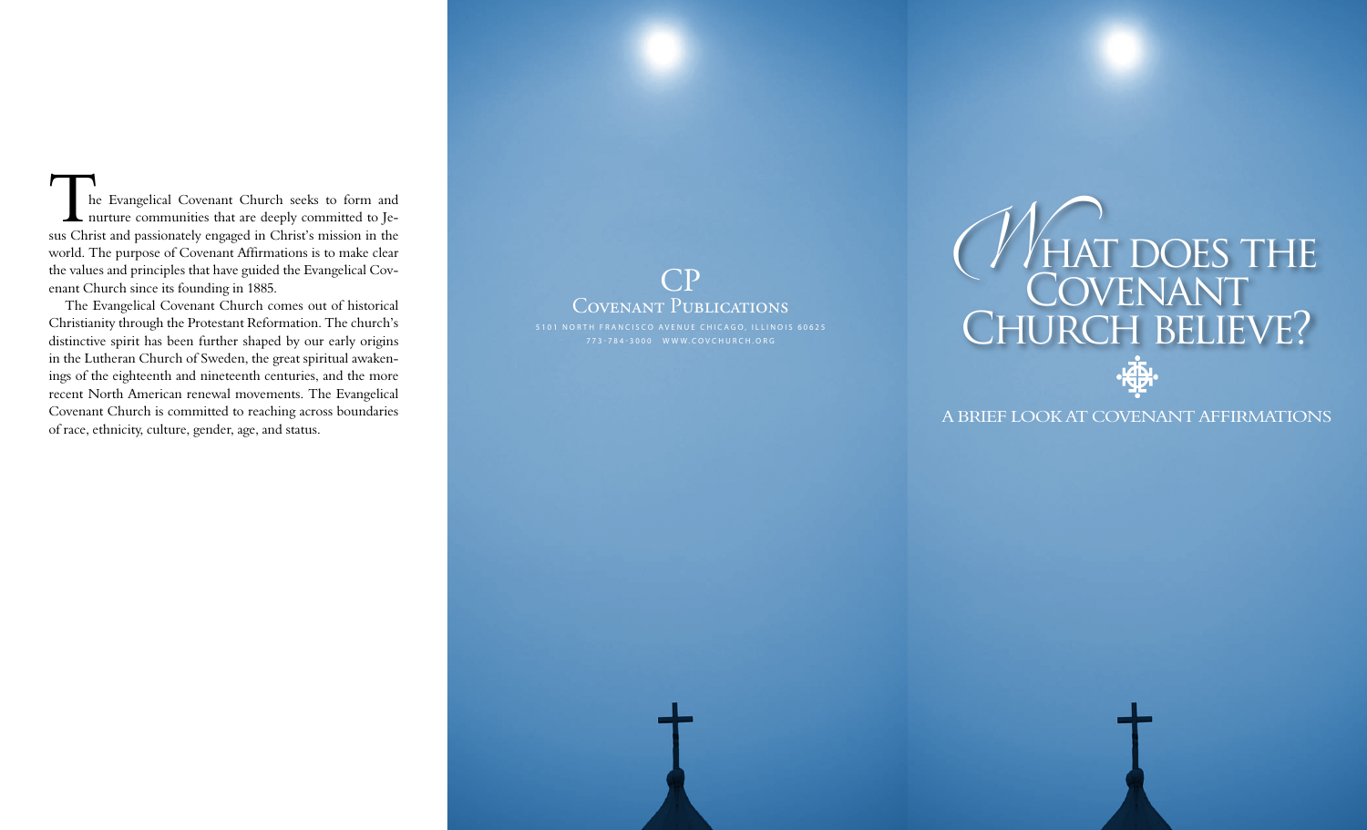The Evangelical Covenant Church seeks to form and nurture communities that are deeply committed to Jesus Christ and passionately engaged in Christ's mission in the world. The purpose of Covenant Affirmations is to make clear the values and principles that have guided the Evangelical Covenant Church since its founding in 1885.

The Evangelical Covenant Church comes out of historical Christianity through the Protestant Reformation. The church's distinctive spirit has been further shaped by our early origins in the Lutheran Church of Sweden, the great spiritual awakenings of the eighteenth and nineteenth centuries, and the more recent North American renewal movements. The Evangelical Covenant Church is committed to reaching across boundaries of race, ethnicity, culture, gender, age, and status.

CP
Covenant Publications
5101 North Francisco Avenue Chicago, Illinois 60625
773-784-3000 www.covchurch.org

# What does the Covenant Church believe?

A BRIEF LOOK AT COVENANT AFFIRMATIONS